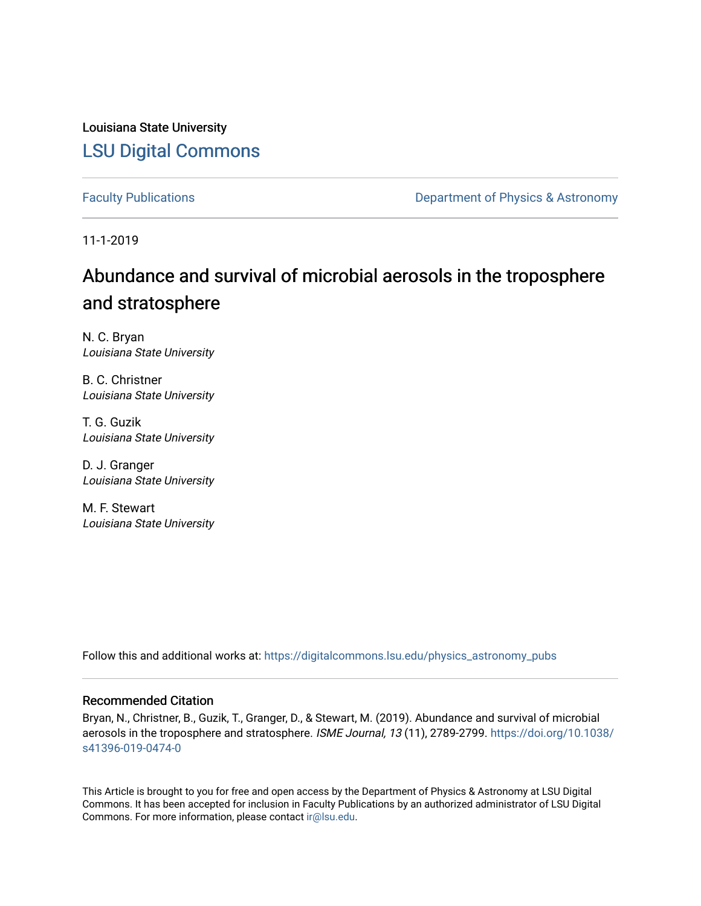Louisiana State University

## LSU Digital Commons

Faculty Publications | Department of Physics & Astronomy

11-1-2019

# Abundance and survival of microbial aerosols in the troposphere and stratosphere

N. C. Bryan
*Louisiana State University*

B. C. Christner
*Louisiana State University*

T. G. Guzik
*Louisiana State University*

D. J. Granger
*Louisiana State University*

M. F. Stewart
*Louisiana State University*

Follow this and additional works at: https://digitalcommons.lsu.edu/physics_astronomy_pubs

### Recommended Citation

Bryan, N., Christner, B., Guzik, T., Granger, D., & Stewart, M. (2019). Abundance and survival of microbial aerosols in the troposphere and stratosphere. *ISME Journal, 13* (11), 2789-2799. https://doi.org/10.1038/s41396-019-0474-0

This Article is brought to you for free and open access by the Department of Physics & Astronomy at LSU Digital Commons. It has been accepted for inclusion in Faculty Publications by an authorized administrator of LSU Digital Commons. For more information, please contact ir@lsu.edu.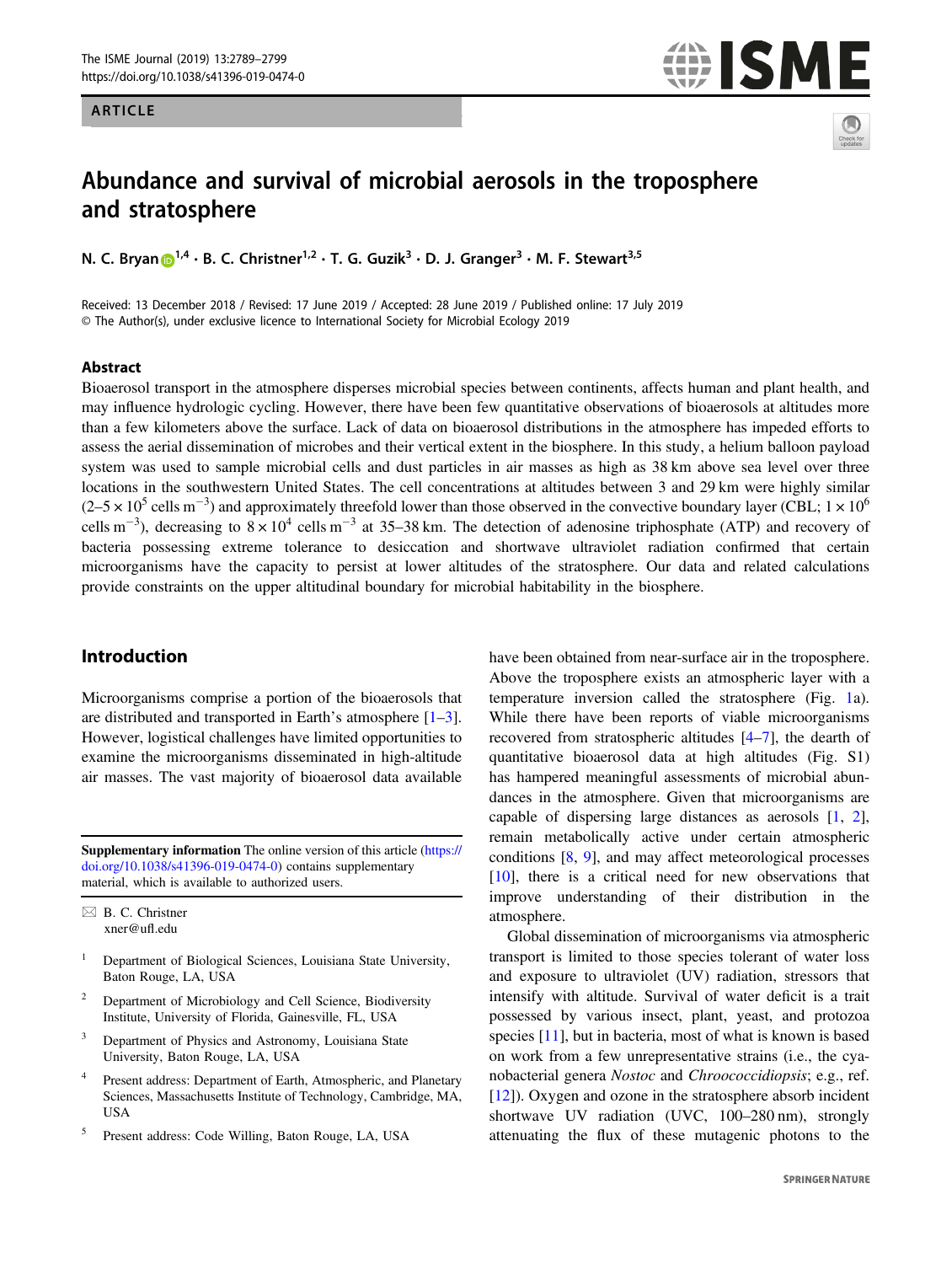# Abundance and survival of microbial aerosols in the troposphere and stratosphere

N. C. Bryan[1,4] · B. C. Christner[1,2] · T. G. Guzik[3] · D. J. Granger[3] · M. F. Stewart[3,5]

Received: 13 December 2018 / Revised: 17 June 2019 / Accepted: 28 June 2019 / Published online: 17 July 2019
© The Author(s), under exclusive licence to International Society for Microbial Ecology 2019

## Abstract

Bioaerosol transport in the atmosphere disperses microbial species between continents, affects human and plant health, and may influence hydrologic cycling. However, there have been few quantitative observations of bioaerosols at altitudes more than a few kilometers above the surface. Lack of data on bioaerosol distributions in the atmosphere has impeded efforts to assess the aerial dissemination of microbes and their vertical extent in the biosphere. In this study, a helium balloon payload system was used to sample microbial cells and dust particles in air masses as high as 38 km above sea level over three locations in the southwestern United States. The cell concentrations at altitudes between 3 and 29 km were highly similar ($2–5 \times 10^5$ cells $m^{-3}$) and approximately threefold lower than those observed in the convective boundary layer (CBL; $1 \times 10^6$ cells $m^{-3}$), decreasing to $8 \times 10^4$ cells $m^{-3}$ at 35–38 km. The detection of adenosine triphosphate (ATP) and recovery of bacteria possessing extreme tolerance to desiccation and shortwave ultraviolet radiation confirmed that certain microorganisms have the capacity to persist at lower altitudes of the stratosphere. Our data and related calculations provide constraints on the upper altitudinal boundary for microbial habitability in the biosphere.

## Introduction

Microorganisms comprise a portion of the bioaerosols that are distributed and transported in Earth's atmosphere [1–3]. However, logistical challenges have limited opportunities to examine the microorganisms disseminated in high-altitude air masses. The vast majority of bioaerosol data available have been obtained from near-surface air in the troposphere. Above the troposphere exists an atmospheric layer with a temperature inversion called the stratosphere (Fig. 1a). While there have been reports of viable microorganisms recovered from stratospheric altitudes [4–7], the dearth of quantitative bioaerosol data at high altitudes (Fig. S1) has hampered meaningful assessments of microbial abundances in the atmosphere. Given that microorganisms are capable of dispersing large distances as aerosols [1, 2], remain metabolically active under certain atmospheric conditions [8, 9], and may affect meteorological processes [10], there is a critical need for new observations that improve understanding of their distribution in the atmosphere.

Global dissemination of microorganisms via atmospheric transport is limited to those species tolerant of water loss and exposure to ultraviolet (UV) radiation, stressors that intensify with altitude. Survival of water deficit is a trait possessed by various insect, plant, yeast, and protozoa species [11], but in bacteria, most of what is known is based on work from a few unrepresentative strains (i.e., the cyanobacterial genera *Nostoc* and *Chroococcidiopsis*; e.g., ref. [12]). Oxygen and ozone in the stratosphere absorb incident shortwave UV radiation (UVC, 100–280 nm), strongly attenuating the flux of these mutagenic photons to the

---

**Supplementary information** The online version of this article (https://doi.org/10.1038/s41396-019-0474-0) contains supplementary material, which is available to authorized users.

✉ B. C. Christner
xner@ufl.edu

1. Department of Biological Sciences, Louisiana State University, Baton Rouge, LA, USA
2. Department of Microbiology and Cell Science, Biodiversity Institute, University of Florida, Gainesville, FL, USA
3. Department of Physics and Astronomy, Louisiana State University, Baton Rouge, LA, USA
4. Present address: Department of Earth, Atmospheric, and Planetary Sciences, Massachusetts Institute of Technology, Cambridge, MA, USA
5. Present address: Code Willing, Baton Rouge, LA, USA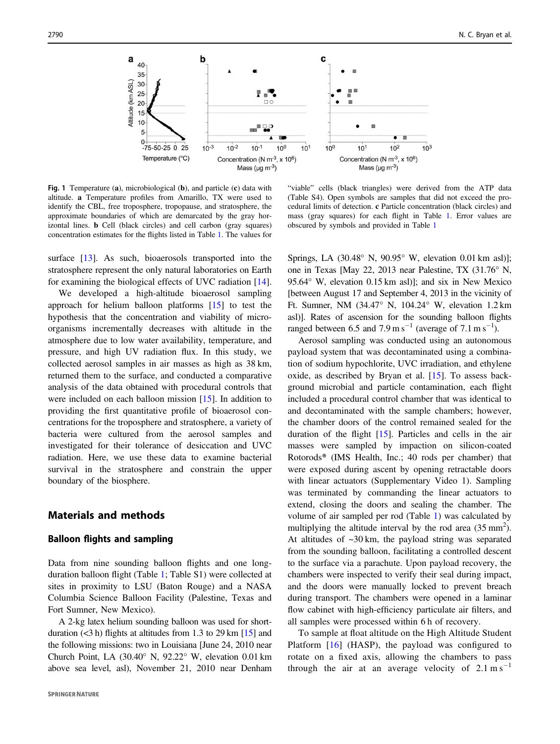**Fig. 1** Temperature (**a**), microbiological (**b**), and particle (**c**) data with altitude. **a** Temperature profiles from Amarillo, TX were used to identify the CBL, free troposphere, tropopause, and stratosphere, the approximate boundaries of which are demarcated by the gray horizontal lines. **b** Cell (black circles) and cell carbon (gray squares) concentration estimates for the flights listed in Table 1. The values for "viable" cells (black triangles) were derived from the ATP data (Table S4). Open symbols are samples that did not exceed the procedural limits of detection. **c** Particle concentration (black circles) and mass (gray squares) for each flight in Table 1. Error values are obscured by symbols and provided in Table 1

surface [13]. As such, bioaerosols transported into the stratosphere represent the only natural laboratories on Earth for examining the biological effects of UVC radiation [14].

We developed a high-altitude bioaerosol sampling approach for helium balloon platforms [15] to test the hypothesis that the concentration and viability of microorganisms incrementally decreases with altitude in the atmosphere due to low water availability, temperature, and pressure, and high UV radiation flux. In this study, we collected aerosol samples in air masses as high as 38 km, returned them to the surface, and conducted a comparative analysis of the data obtained with procedural controls that were included on each balloon mission [15]. In addition to providing the first quantitative profile of bioaerosol concentrations for the troposphere and stratosphere, a variety of bacteria were cultured from the aerosol samples and investigated for their tolerance of desiccation and UVC radiation. Here, we use these data to examine bacterial survival in the stratosphere and constrain the upper boundary of the biosphere.

## Materials and methods

### Balloon flights and sampling

Data from nine sounding balloon flights and one long-duration balloon flight (Table 1; Table S1) were collected at sites in proximity to LSU (Baton Rouge) and a NASA Columbia Science Balloon Facility (Palestine, Texas and Fort Sumner, New Mexico).

A 2-kg latex helium sounding balloon was used for short-duration (<3 h) flights at altitudes from 1.3 to 29 km [15] and the following missions: two in Louisiana [June 24, 2010 near Church Point, LA (30.40° N, 92.22° W, elevation 0.01 km above sea level, asl), November 21, 2010 near Denham Springs, LA (30.48° N, 90.95° W, elevation 0.01 km asl)]; one in Texas [May 22, 2013 near Palestine, TX (31.76° N, 95.64° W, elevation 0.15 km asl)]; and six in New Mexico [between August 17 and September 4, 2013 in the vicinity of Ft. Sumner, NM (34.47° N, 104.24° W, elevation 1.2 km asl)]. Rates of ascension for the sounding balloon flights ranged between 6.5 and 7.9 m $s^{-1}$ (average of 7.1 m $s^{-1}$).

Aerosol sampling was conducted using an autonomous payload system that was decontaminated using a combination of sodium hypochlorite, UVC irradiation, and ethylene oxide, as described by Bryan et al. [15]. To assess background microbial and particle contamination, each flight included a procedural control chamber that was identical to and decontaminated with the sample chambers; however, the chamber doors of the control remained sealed for the duration of the flight [15]. Particles and cells in the air masses were sampled by impaction on silicon-coated Rotorods® (IMS Health, Inc.; 40 rods per chamber) that were exposed during ascent by opening retractable doors with linear actuators (Supplementary Video 1). Sampling was terminated by commanding the linear actuators to extend, closing the doors and sealing the chamber. The volume of air sampled per rod (Table 1) was calculated by multiplying the altitude interval by the rod area (35 $mm^2$). At altitudes of ~30 km, the payload string was separated from the sounding balloon, facilitating a controlled descent to the surface via a parachute. Upon payload recovery, the chambers were inspected to verify their seal during impact, and the doors were manually locked to prevent breach during transport. The chambers were opened in a laminar flow cabinet with high-efficiency particulate air filters, and all samples were processed within 6 h of recovery.

To sample at float altitude on the High Altitude Student Platform [16] (HASP), the payload was configured to rotate on a fixed axis, allowing the chambers to pass through the air at an average velocity of 2.1 m $s^{-1}$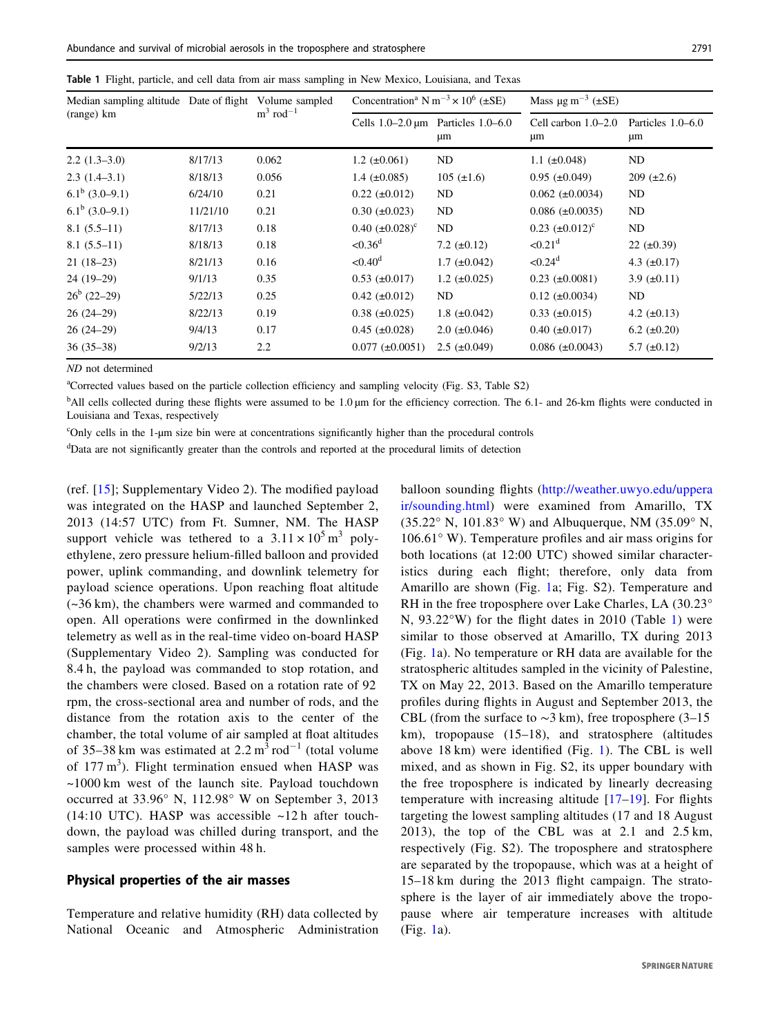**Table 1** Flight, particle, and cell data from air mass sampling in New Mexico, Louisiana, and Texas

| Median sampling altitude (range) km | Date of flight | Volume sampled $m^3$ $rod^{-1}$ | Concentration[a] N $m^{-3} \times 10^6$ (±SE) | | Mass μg $m^{-3}$ (±SE) | |
|---|---|---|---|---|---|---|
| | | | Cells 1.0–2.0 μm | Particles 1.0–6.0 μm | Cell carbon 1.0–2.0 μm | Particles 1.0–6.0 μm |
| 2.2 (1.3–3.0) | 8/17/13 | 0.062 | 1.2 (±0.061) | ND | 1.1 (±0.048) | ND |
| 2.3 (1.4–3.1) | 8/18/13 | 0.056 | 1.4 (±0.085) | 105 (±1.6) | 0.95 (±0.049) | 209 (±2.6) |
| 6.1[b] (3.0–9.1) | 6/24/10 | 0.21 | 0.22 (±0.012) | ND | 0.062 (±0.0034) | ND |
| 6.1[b] (3.0–9.1) | 11/21/10 | 0.21 | 0.30 (±0.023) | ND | 0.086 (±0.0035) | ND |
| 8.1 (5.5–11) | 8/17/13 | 0.18 | 0.40 (±0.028)[c] | ND | 0.23 (±0.012)[c] | ND |
| 8.1 (5.5–11) | 8/18/13 | 0.18 | <0.36[d] | 7.2 (±0.12) | <0.21[d] | 22 (±0.39) |
| 21 (18–23) | 8/21/13 | 0.16 | <0.40[d] | 1.7 (±0.042) | <0.24[d] | 4.3 (±0.17) |
| 24 (19–29) | 9/1/13 | 0.35 | 0.53 (±0.017) | 1.2 (±0.025) | 0.23 (±0.0081) | 3.9 (±0.11) |
| 26[b] (22–29) | 5/22/13 | 0.25 | 0.42 (±0.012) | ND | 0.12 (±0.0034) | ND |
| 26 (24–29) | 8/22/13 | 0.19 | 0.38 (±0.025) | 1.8 (±0.042) | 0.33 (±0.015) | 4.2 (±0.13) |
| 26 (24–29) | 9/4/13 | 0.17 | 0.45 (±0.028) | 2.0 (±0.046) | 0.40 (±0.017) | 6.2 (±0.20) |
| 36 (35–38) | 9/2/13 | 2.2 | 0.077 (±0.0051) | 2.5 (±0.049) | 0.086 (±0.0043) | 5.7 (±0.12) |

*ND* not determined

[a]Corrected values based on the particle collection efficiency and sampling velocity (Fig. S3, Table S2)

[b]All cells collected during these flights were assumed to be 1.0 μm for the efficiency correction. The 6.1- and 26-km flights were conducted in Louisiana and Texas, respectively

[c]Only cells in the 1-μm size bin were at concentrations significantly higher than the procedural controls

[d]Data are not significantly greater than the controls and reported at the procedural limits of detection

(ref. [15]; Supplementary Video 2). The modified payload was integrated on the HASP and launched September 2, 2013 (14:57 UTC) from Ft. Sumner, NM. The HASP support vehicle was tethered to a $3.11 \times 10^5$ $m^3$ polyethylene, zero pressure helium-filled balloon and provided power, uplink commanding, and downlink telemetry for payload science operations. Upon reaching float altitude (~36 km), the chambers were warmed and commanded to open. All operations were confirmed in the downlinked telemetry as well as in the real-time video on-board HASP (Supplementary Video 2). Sampling was conducted for 8.4 h, the payload was commanded to stop rotation, and the chambers were closed. Based on a rotation rate of 92 rpm, the cross-sectional area and number of rods, and the distance from the rotation axis to the center of the chamber, the total volume of air sampled at float altitudes of 35–38 km was estimated at 2.2 $m^3$ $rod^{-1}$ (total volume of 177 $m^3$). Flight termination ensued when HASP was ~1000 km west of the launch site. Payload touchdown occurred at 33.96° N, 112.98° W on September 3, 2013 (14:10 UTC). HASP was accessible ~12 h after touchdown, the payload was chilled during transport, and the samples were processed within 48 h.

## Physical properties of the air masses

Temperature and relative humidity (RH) data collected by National Oceanic and Atmospheric Administration balloon sounding flights (http://weather.uwyo.edu/upperair/sounding.html) were examined from Amarillo, TX (35.22° N, 101.83° W) and Albuquerque, NM (35.09° N, 106.61° W). Temperature profiles and air mass origins for both locations (at 12:00 UTC) showed similar characteristics during each flight; therefore, only data from Amarillo are shown (Fig. 1a; Fig. S2). Temperature and RH in the free troposphere over Lake Charles, LA (30.23° N, 93.22°W) for the flight dates in 2010 (Table 1) were similar to those observed at Amarillo, TX during 2013 (Fig. 1a). No temperature or RH data are available for the stratospheric altitudes sampled in the vicinity of Palestine, TX on May 22, 2013. Based on the Amarillo temperature profiles during flights in August and September 2013, the CBL (from the surface to ~3 km), free troposphere (3–15 km), tropopause (15–18), and stratosphere (altitudes above 18 km) were identified (Fig. 1). The CBL is well mixed, and as shown in Fig. S2, its upper boundary with the free troposphere is indicated by linearly decreasing temperature with increasing altitude [17–19]. For flights targeting the lowest sampling altitudes (17 and 18 August 2013), the top of the CBL was at 2.1 and 2.5 km, respectively (Fig. S2). The troposphere and stratosphere are separated by the tropopause, which was at a height of 15–18 km during the 2013 flight campaign. The stratosphere is the layer of air immediately above the tropopause where air temperature increases with altitude (Fig. 1a).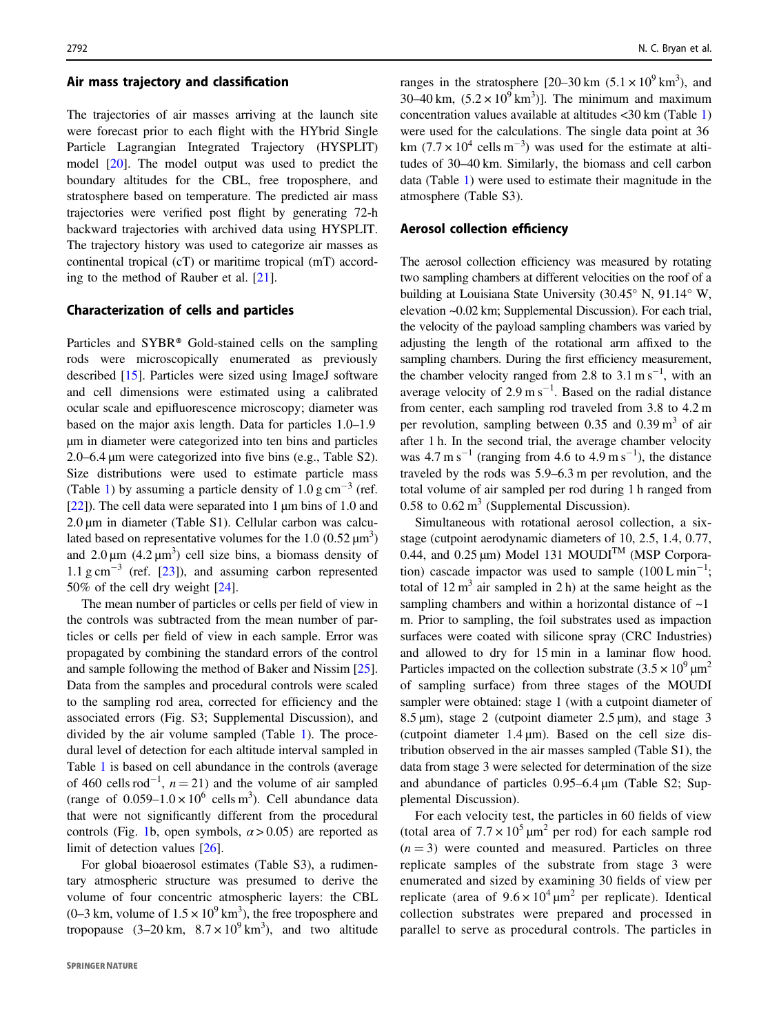### Air mass trajectory and classification

The trajectories of air masses arriving at the launch site were forecast prior to each flight with the HYbrid Single Particle Lagrangian Integrated Trajectory (HYSPLIT) model [20]. The model output was used to predict the boundary altitudes for the CBL, free troposphere, and stratosphere based on temperature. The predicted air mass trajectories were verified post flight by generating 72-h backward trajectories with archived data using HYSPLIT. The trajectory history was used to categorize air masses as continental tropical (cT) or maritime tropical (mT) according to the method of Rauber et al. [21].

### Characterization of cells and particles

Particles and SYBR® Gold-stained cells on the sampling rods were microscopically enumerated as previously described [15]. Particles were sized using ImageJ software and cell dimensions were estimated using a calibrated ocular scale and epifluorescence microscopy; diameter was based on the major axis length. Data for particles 1.0–1.9 µm in diameter were categorized into ten bins and particles 2.0–6.4 µm were categorized into five bins (e.g., Table S2). Size distributions were used to estimate particle mass (Table 1) by assuming a particle density of 1.0 g cm$^{-3}$ (ref. [22]). The cell data were separated into 1 µm bins of 1.0 and 2.0 µm in diameter (Table S1). Cellular carbon was calculated based on representative volumes for the 1.0 (0.52 µm$^3$) and 2.0 µm (4.2 µm$^3$) cell size bins, a biomass density of 1.1 g cm$^{-3}$ (ref. [23]), and assuming carbon represented 50% of the cell dry weight [24].

The mean number of particles or cells per field of view in the controls was subtracted from the mean number of particles or cells per field of view in each sample. Error was propagated by combining the standard errors of the control and sample following the method of Baker and Nissim [25]. Data from the samples and procedural controls were scaled to the sampling rod area, corrected for efficiency and the associated errors (Fig. S3; Supplemental Discussion), and divided by the air volume sampled (Table 1). The procedural level of detection for each altitude interval sampled in Table 1 is based on cell abundance in the controls (average of 460 cells rod$^{-1}$, $n = 21$) and the volume of air sampled (range of 0.059–1.0 × 10$^6$ cells m$^3$). Cell abundance data that were not significantly different from the procedural controls (Fig. 1b, open symbols, $\alpha > 0.05$) are reported as limit of detection values [26].

For global bioaerosol estimates (Table S3), a rudimentary atmospheric structure was presumed to derive the volume of four concentric atmospheric layers: the CBL (0–3 km, volume of 1.5 × 10$^9$ km$^3$), the free troposphere and tropopause (3–20 km, 8.7 × 10$^9$ km$^3$), and two altitude ranges in the stratosphere [20–30 km (5.1 × 10$^9$ km$^3$), and 30–40 km, (5.2 × 10$^9$ km$^3$)]. The minimum and maximum concentration values available at altitudes <30 km (Table 1) were used for the calculations. The single data point at 36 km (7.7 × 10$^4$ cells m$^{-3}$) was used for the estimate at altitudes of 30–40 km. Similarly, the biomass and cell carbon data (Table 1) were used to estimate their magnitude in the atmosphere (Table S3).

### Aerosol collection efficiency

The aerosol collection efficiency was measured by rotating two sampling chambers at different velocities on the roof of a building at Louisiana State University (30.45° N, 91.14° W, elevation ~0.02 km; Supplemental Discussion). For each trial, the velocity of the payload sampling chambers was varied by adjusting the length of the rotational arm affixed to the sampling chambers. During the first efficiency measurement, the chamber velocity ranged from 2.8 to 3.1 m s$^{-1}$, with an average velocity of 2.9 m s$^{-1}$. Based on the radial distance from center, each sampling rod traveled from 3.8 to 4.2 m per revolution, sampling between 0.35 and 0.39 m$^3$ of air after 1 h. In the second trial, the average chamber velocity was 4.7 m s$^{-1}$ (ranging from 4.6 to 4.9 m s$^{-1}$), the distance traveled by the rods was 5.9–6.3 m per revolution, and the total volume of air sampled per rod during 1 h ranged from 0.58 to 0.62 m$^3$ (Supplemental Discussion).

Simultaneous with rotational aerosol collection, a six-stage (cutpoint aerodynamic diameters of 10, 2.5, 1.4, 0.77, 0.44, and 0.25 µm) Model 131 MOUDI™ (MSP Corporation) cascade impactor was used to sample (100 L min$^{-1}$; total of 12 m$^3$ air sampled in 2 h) at the same height as the sampling chambers and within a horizontal distance of ~1 m. Prior to sampling, the foil substrates used as impaction surfaces were coated with silicone spray (CRC Industries) and allowed to dry for 15 min in a laminar flow hood. Particles impacted on the collection substrate (3.5 × 10$^9$ µm$^2$ of sampling surface) from three stages of the MOUDI sampler were obtained: stage 1 (with a cutpoint diameter of 8.5 µm), stage 2 (cutpoint diameter 2.5 µm), and stage 3 (cutpoint diameter 1.4 µm). Based on the cell size distribution observed in the air masses sampled (Table S1), the data from stage 3 were selected for determination of the size and abundance of particles 0.95–6.4 µm (Table S2; Supplemental Discussion).

For each velocity test, the particles in 60 fields of view (total area of 7.7 × 10$^5$ µm$^2$ per rod) for each sample rod ($n = 3$) were counted and measured. Particles on three replicate samples of the substrate from stage 3 were enumerated and sized by examining 30 fields of view per replicate (area of 9.6 × 10$^4$ µm$^2$ per replicate). Identical collection substrates were prepared and processed in parallel to serve as procedural controls. The particles in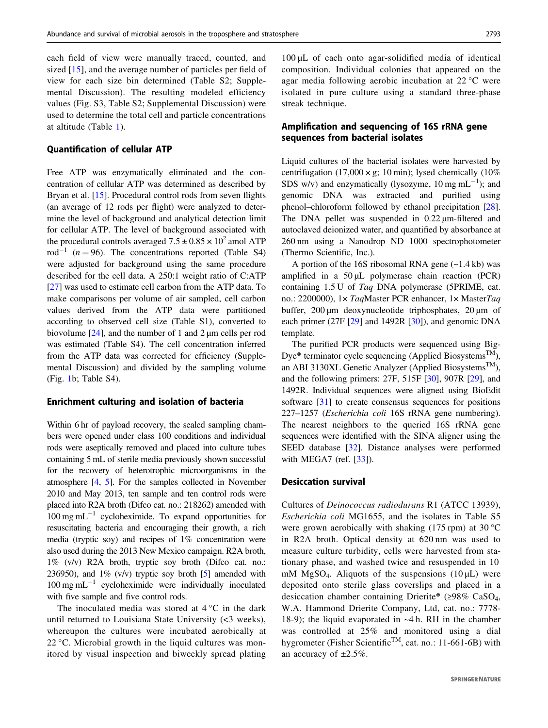each field of view were manually traced, counted, and sized [15], and the average number of particles per field of view for each size bin determined (Table S2; Supplemental Discussion). The resulting modeled efficiency values (Fig. S3, Table S2; Supplemental Discussion) were used to determine the total cell and particle concentrations at altitude (Table 1).

### Quantification of cellular ATP

Free ATP was enzymatically eliminated and the concentration of cellular ATP was determined as described by Bryan et al. [15]. Procedural control rods from seven flights (an average of 12 rods per flight) were analyzed to determine the level of background and analytical detection limit for cellular ATP. The level of background associated with the procedural controls averaged $7.5 \pm 0.85 \times 10^2$ amol ATP rod$^{-1}$ ($n = 96$). The concentrations reported (Table S4) were adjusted for background using the same procedure described for the cell data. A 250:1 weight ratio of C:ATP [27] was used to estimate cell carbon from the ATP data. To make comparisons per volume of air sampled, cell carbon values derived from the ATP data were partitioned according to observed cell size (Table S1), converted to biovolume [24], and the number of 1 and 2 µm cells per rod was estimated (Table S4). The cell concentration inferred from the ATP data was corrected for efficiency (Supplemental Discussion) and divided by the sampling volume (Fig. 1b; Table S4).

### Enrichment culturing and isolation of bacteria

Within 6 hr of payload recovery, the sealed sampling chambers were opened under class 100 conditions and individual rods were aseptically removed and placed into culture tubes containing 5 mL of sterile media previously shown successful for the recovery of heterotrophic microorganisms in the atmosphere [4, 5]. For the samples collected in November 2010 and May 2013, ten sample and ten control rods were placed into R2A broth (Difco cat. no.: 218262) amended with 100 mg mL$^{-1}$ cycloheximide. To expand opportunities for resuscitating bacteria and encouraging their growth, a rich media (tryptic soy) and recipes of 1% concentration were also used during the 2013 New Mexico campaign. R2A broth, 1% (v/v) R2A broth, tryptic soy broth (Difco cat. no.: 236950), and 1% (v/v) tryptic soy broth [5] amended with 100 mg mL$^{-1}$ cycloheximide were individually inoculated with five sample and five control rods.

The inoculated media was stored at 4 °C in the dark until returned to Louisiana State University (<3 weeks), whereupon the cultures were incubated aerobically at 22 °C. Microbial growth in the liquid cultures was monitored by visual inspection and biweekly spread plating 100 µL of each onto agar-solidified media of identical composition. Individual colonies that appeared on the agar media following aerobic incubation at 22 °C were isolated in pure culture using a standard three-phase streak technique.

### Amplification and sequencing of 16S rRNA gene sequences from bacterial isolates

Liquid cultures of the bacterial isolates were harvested by centrifugation (17,000 × g; 10 min); lysed chemically (10% SDS w/v) and enzymatically (lysozyme, 10 mg mL$^{-1}$); and genomic DNA was extracted and purified using phenol–chloroform followed by ethanol precipitation [28]. The DNA pellet was suspended in 0.22 µm-filtered and autoclaved deionized water, and quantified by absorbance at 260 nm using a Nanodrop ND 1000 spectrophotometer (Thermo Scientific, Inc.).

A portion of the 16S ribosomal RNA gene (~1.4 kb) was amplified in a 50 µL polymerase chain reaction (PCR) containing 1.5 U of *Taq* DNA polymerase (5PRIME, cat. no.: 2200000), 1× *Taq*Master PCR enhancer, 1× Master*Taq* buffer, 200 µm deoxynucleotide triphosphates, 20 µm of each primer (27F [29] and 1492R [30]), and genomic DNA template.

The purified PCR products were sequenced using Big-Dye® terminator cycle sequencing (Applied Biosystems™), an ABI 3130XL Genetic Analyzer (Applied Biosystems™), and the following primers: 27F, 515F [30], 907R [29], and 1492R. Individual sequences were aligned using BioEdit software [31] to create consensus sequences for positions 227–1257 (*Escherichia coli* 16S rRNA gene numbering). The nearest neighbors to the queried 16S rRNA gene sequences were identified with the SINA aligner using the SEED database [32]. Distance analyses were performed with MEGA7 (ref. [33]).

### Desiccation survival

Cultures of *Deinococcus radiodurans* R1 (ATCC 13939), *Escherichia coli* MG1655, and the isolates in Table S5 were grown aerobically with shaking (175 rpm) at 30 °C in R2A broth. Optical density at 620 nm was used to measure culture turbidity, cells were harvested from stationary phase, and washed twice and resuspended in 10 mM $MgSO_4$. Aliquots of the suspensions (10 µL) were deposited onto sterile glass coverslips and placed in a desiccation chamber containing Drierite® (≥98% $CaSO_4$, W.A. Hammond Drierite Company, Ltd, cat. no.: 7778-18-9); the liquid evaporated in ~4 h. RH in the chamber was controlled at 25% and monitored using a dial hygrometer (Fisher Scientific™, cat. no.: 11-661-6B) with an accuracy of ±2.5%.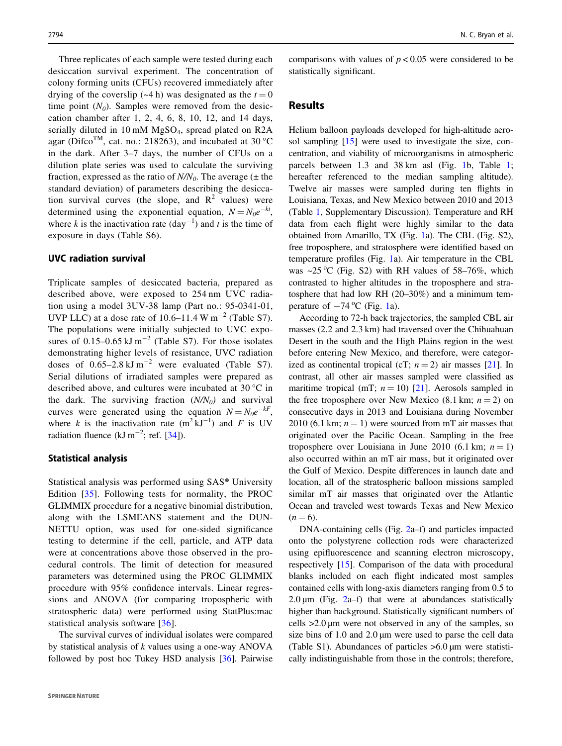Three replicates of each sample were tested during each desiccation survival experiment. The concentration of colony forming units (CFUs) recovered immediately after drying of the coverslip (~4 h) was designated as the $t = 0$ time point ($N_0$). Samples were removed from the desiccation chamber after 1, 2, 4, 6, 8, 10, 12, and 14 days, serially diluted in 10 mM $MgSO_4$, spread plated on R2A agar (Difco™, cat. no.: 218263), and incubated at 30 °C in the dark. After 3–7 days, the number of CFUs on a dilution plate series was used to calculate the surviving fraction, expressed as the ratio of $N/N_0$. The average (± the standard deviation) of parameters describing the desiccation survival curves (the slope, and $R^2$ values) were determined using the exponential equation, $N = N_0e^{-kt}$, where $k$ is the inactivation rate (day$^{-1}$) and $t$ is the time of exposure in days (Table S6).

### UVC radiation survival

Triplicate samples of desiccated bacteria, prepared as described above, were exposed to 254 nm UVC radiation using a model 3UV-38 lamp (Part no.: 95-0341-01, UVP LLC) at a dose rate of 10.6–11.4 W m$^{-2}$ (Table S7). The populations were initially subjected to UVC exposures of 0.15–0.65 kJ m$^{-2}$ (Table S7). For those isolates demonstrating higher levels of resistance, UVC radiation doses of 0.65–2.8 kJ m$^{-2}$ were evaluated (Table S7). Serial dilutions of irradiated samples were prepared as described above, and cultures were incubated at 30 °C in the dark. The surviving fraction ($N/N_0$) and survival curves were generated using the equation $N = N_0e^{-kF}$, where $k$ is the inactivation rate (m$^2$ kJ$^{-1}$) and $F$ is UV radiation fluence (kJ m$^{-2}$; ref. [34]).

### Statistical analysis

Statistical analysis was performed using SAS® University Edition [35]. Following tests for normality, the PROC GLIMMIX procedure for a negative binomial distribution, along with the LSMEANS statement and the DUNNETTU option, was used for one-sided significance testing to determine if the cell, particle, and ATP data were at concentrations above those observed in the procedural controls. The limit of detection for measured parameters was determined using the PROC GLIMMIX procedure with 95% confidence intervals. Linear regressions and ANOVA (for comparing tropospheric with stratospheric data) were performed using StatPlus:mac statistical analysis software [36].

The survival curves of individual isolates were compared by statistical analysis of $k$ values using a one-way ANOVA followed by post hoc Tukey HSD analysis [36]. Pairwise comparisons with values of $p < 0.05$ were considered to be statistically significant.

## Results

Helium balloon payloads developed for high-altitude aerosol sampling [15] were used to investigate the size, concentration, and viability of microorganisms in atmospheric parcels between 1.3 and 38 km asl (Fig. 1b, Table 1; hereafter referenced to the median sampling altitude). Twelve air masses were sampled during ten flights in Louisiana, Texas, and New Mexico between 2010 and 2013 (Table 1, Supplementary Discussion). Temperature and RH data from each flight were highly similar to the data obtained from Amarillo, TX (Fig. 1a). The CBL (Fig. S2), free troposphere, and stratosphere were identified based on temperature profiles (Fig. 1a). Air temperature in the CBL was ~25 °C (Fig. S2) with RH values of 58–76%, which contrasted to higher altitudes in the troposphere and stratosphere that had low RH (20–30%) and a minimum temperature of −74 °C (Fig. 1a).

According to 72-h back trajectories, the sampled CBL air masses (2.2 and 2.3 km) had traversed over the Chihuahuan Desert in the south and the High Plains region in the west before entering New Mexico, and therefore, were categorized as continental tropical (cT; $n = 2$) air masses [21]. In contrast, all other air masses sampled were classified as maritime tropical (mT; $n = 10$) [21]. Aerosols sampled in the free troposphere over New Mexico (8.1 km; $n = 2$) on consecutive days in 2013 and Louisiana during November 2010 (6.1 km; $n = 1$) were sourced from mT air masses that originated over the Pacific Ocean. Sampling in the free troposphere over Louisiana in June 2010 (6.1 km; $n = 1$) also occurred within an mT air mass, but it originated over the Gulf of Mexico. Despite differences in launch date and location, all of the stratospheric balloon missions sampled similar mT air masses that originated over the Atlantic Ocean and traveled west towards Texas and New Mexico ($n = 6$).

DNA-containing cells (Fig. 2a–f) and particles impacted onto the polystyrene collection rods were characterized using epifluorescence and scanning electron microscopy, respectively [15]. Comparison of the data with procedural blanks included on each flight indicated most samples contained cells with long-axis diameters ranging from 0.5 to 2.0 µm (Fig. 2a–f) that were at abundances statistically higher than background. Statistically significant numbers of cells >2.0 µm were not observed in any of the samples, so size bins of 1.0 and 2.0 µm were used to parse the cell data (Table S1). Abundances of particles >6.0 µm were statistically indistinguishable from those in the controls; therefore,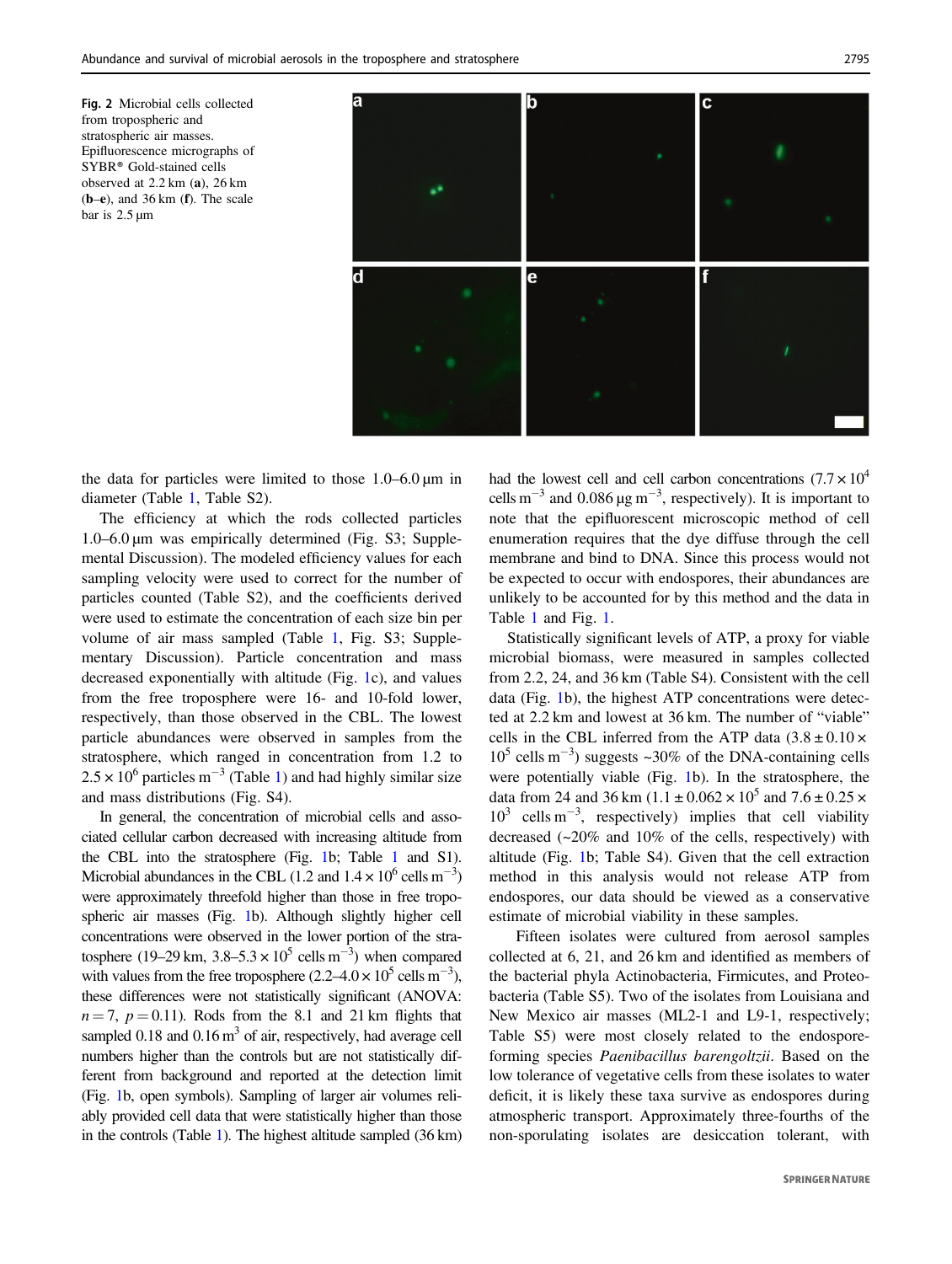**Fig. 2** Microbial cells collected from tropospheric and stratospheric air masses. Epifluorescence micrographs of SYBR® Gold-stained cells observed at 2.2 km (**a**), 26 km (**b**–**e**), and 36 km (**f**). The scale bar is 2.5 µm

the data for particles were limited to those 1.0–6.0 µm in diameter (Table 1, Table S2).

The efficiency at which the rods collected particles 1.0–6.0 µm was empirically determined (Fig. S3; Supplemental Discussion). The modeled efficiency values for each sampling velocity were used to correct for the number of particles counted (Table S2), and the coefficients derived were used to estimate the concentration of each size bin per volume of air mass sampled (Table 1, Fig. S3; Supplementary Discussion). Particle concentration and mass decreased exponentially with altitude (Fig. 1c), and values from the free troposphere were 16- and 10-fold lower, respectively, than those observed in the CBL. The lowest particle abundances were observed in samples from the stratosphere, which ranged in concentration from 1.2 to $2.5 \times 10^6$ particles m$^{-3}$ (Table 1) and had highly similar size and mass distributions (Fig. S4).

In general, the concentration of microbial cells and associated cellular carbon decreased with increasing altitude from the CBL into the stratosphere (Fig. 1b; Table 1 and S1). Microbial abundances in the CBL (1.2 and $1.4 \times 10^6$ cells m$^{-3}$) were approximately threefold higher than those in free tropospheric air masses (Fig. 1b). Although slightly higher cell concentrations were observed in the lower portion of the stratosphere (19–29 km, $3.8–5.3 \times 10^5$ cells m$^{-3}$) when compared with values from the free troposphere ($2.2–4.0 \times 10^5$ cells m$^{-3}$), these differences were not statistically significant (ANOVA: $n = 7$, $p = 0.11$). Rods from the 8.1 and 21 km flights that sampled 0.18 and 0.16 m$^3$ of air, respectively, had average cell numbers higher than the controls but are not statistically different from background and reported at the detection limit (Fig. 1b, open symbols). Sampling of larger air volumes reliably provided cell data that were statistically higher than those in the controls (Table 1). The highest altitude sampled (36 km) had the lowest cell and cell carbon concentrations ($7.7 \times 10^4$ cells m$^{-3}$ and 0.086 µg m$^{-3}$, respectively). It is important to note that the epifluorescent microscopic method of cell enumeration requires that the dye diffuse through the cell membrane and bind to DNA. Since this process would not be expected to occur with endospores, their abundances are unlikely to be accounted for by this method and the data in Table 1 and Fig. 1.

Statistically significant levels of ATP, a proxy for viable microbial biomass, were measured in samples collected from 2.2, 24, and 36 km (Table S4). Consistent with the cell data (Fig. 1b), the highest ATP concentrations were detected at 2.2 km and lowest at 36 km. The number of "viable" cells in the CBL inferred from the ATP data ($3.8 \pm 0.10 \times 10^5$ cells m$^{-3}$) suggests ~30% of the DNA-containing cells were potentially viable (Fig. 1b). In the stratosphere, the data from 24 and 36 km ($1.1 \pm 0.062 \times 10^5$ and $7.6 \pm 0.25 \times 10^3$ cells m$^{-3}$, respectively) implies that cell viability decreased (~20% and 10% of the cells, respectively) with altitude (Fig. 1b; Table S4). Given that the cell extraction method in this analysis would not release ATP from endospores, our data should be viewed as a conservative estimate of microbial viability in these samples.

Fifteen isolates were cultured from aerosol samples collected at 6, 21, and 26 km and identified as members of the bacterial phyla Actinobacteria, Firmicutes, and Proteobacteria (Table S5). Two of the isolates from Louisiana and New Mexico air masses (ML2-1 and L9-1, respectively; Table S5) were most closely related to the endospore-forming species *Paenibacillus barengoltzii*. Based on the low tolerance of vegetative cells from these isolates to water deficit, it is likely these taxa survive as endospores during atmospheric transport. Approximately three-fourths of the non-sporulating isolates are desiccation tolerant, with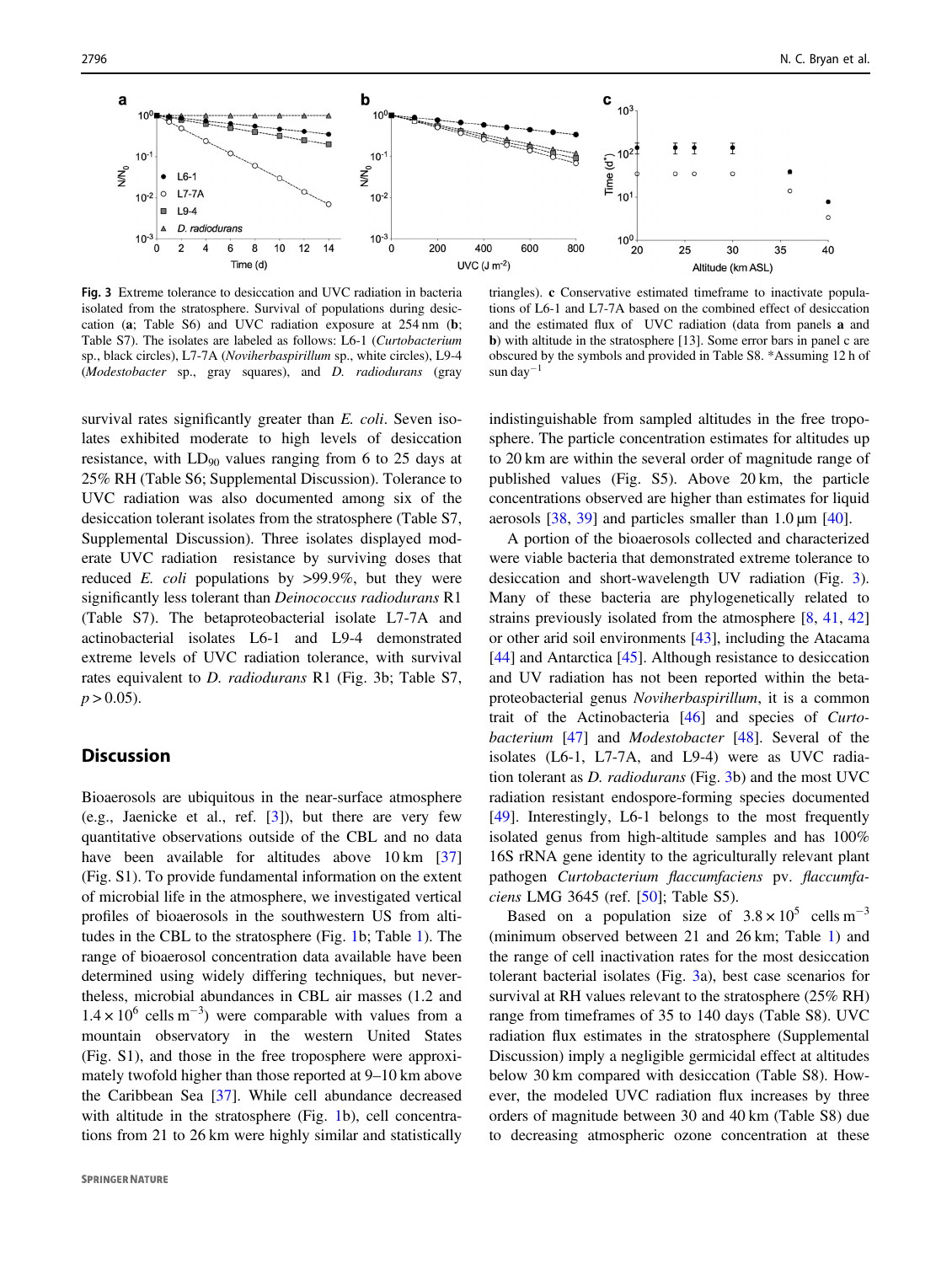**Fig. 3** Extreme tolerance to desiccation and UVC radiation in bacteria isolated from the stratosphere. Survival of populations during desiccation (**a**; Table S6) and UVC radiation exposure at 254 nm (**b**; Table S7). The isolates are labeled as follows: L6-1 (*Curtobacterium* sp., black circles), L7-7A (*Noviherbaspirillum* sp., white circles), L9-4 (*Modestobacter* sp., gray squares), and *D. radiodurans* (gray triangles). **c** Conservative estimated timeframe to inactivate populations of L6-1 and L7-7A based on the combined effect of desiccation and the estimated flux of UVC radiation (data from panels **a** and **b**) with altitude in the stratosphere [13]. Some error bars in panel c are obscured by the symbols and provided in Table S8. *Assuming 12 h of sun day$^{-1}$

survival rates significantly greater than *E. coli*. Seven isolates exhibited moderate to high levels of desiccation resistance, with $LD_{90}$ values ranging from 6 to 25 days at 25% RH (Table S6; Supplemental Discussion). Tolerance to UVC radiation was also documented among six of the desiccation tolerant isolates from the stratosphere (Table S7, Supplemental Discussion). Three isolates displayed moderate UVC radiation resistance by surviving doses that reduced *E. coli* populations by >99.9%, but they were significantly less tolerant than *Deinococcus radiodurans* R1 (Table S7). The betaproteobacterial isolate L7-7A and actinobacterial isolates L6-1 and L9-4 demonstrated extreme levels of UVC radiation tolerance, with survival rates equivalent to *D. radiodurans* R1 (Fig. 3b; Table S7, $p > 0.05$).

## Discussion

Bioaerosols are ubiquitous in the near-surface atmosphere (e.g., Jaenicke et al., ref. [3]), but there are very few quantitative observations outside of the CBL and no data have been available for altitudes above 10 km [37] (Fig. S1). To provide fundamental information on the extent of microbial life in the atmosphere, we investigated vertical profiles of bioaerosols in the southwestern US from altitudes in the CBL to the stratosphere (Fig. 1b; Table 1). The range of bioaerosol concentration data available have been determined using widely differing techniques, but nevertheless, microbial abundances in CBL air masses (1.2 and $1.4 \times 10^6$ cells m$^{-3}$) were comparable with values from a mountain observatory in the western United States (Fig. S1), and those in the free troposphere were approximately twofold higher than those reported at 9–10 km above the Caribbean Sea [37]. While cell abundance decreased with altitude in the stratosphere (Fig. 1b), cell concentrations from 21 to 26 km were highly similar and statistically indistinguishable from sampled altitudes in the free troposphere. The particle concentration estimates for altitudes up to 20 km are within the several order of magnitude range of published values (Fig. S5). Above 20 km, the particle concentrations observed are higher than estimates for liquid aerosols [38, 39] and particles smaller than 1.0 µm [40].

A portion of the bioaerosols collected and characterized were viable bacteria that demonstrated extreme tolerance to desiccation and short-wavelength UV radiation (Fig. 3). Many of these bacteria are phylogenetically related to strains previously isolated from the atmosphere [8, 41, 42] or other arid soil environments [43], including the Atacama [44] and Antarctica [45]. Although resistance to desiccation and UV radiation has not been reported within the betaproteobacterial genus *Noviherbaspirillum*, it is a common trait of the Actinobacteria [46] and species of *Curtobacterium* [47] and *Modestobacter* [48]. Several of the isolates (L6-1, L7-7A, and L9-4) were as UVC radiation tolerant as *D. radiodurans* (Fig. 3b) and the most UVC radiation resistant endospore-forming species documented [49]. Interestingly, L6-1 belongs to the most frequently isolated genus from high-altitude samples and has 100% 16S rRNA gene identity to the agriculturally relevant plant pathogen *Curtobacterium flaccumfaciens* pv. *flaccumfaciens* LMG 3645 (ref. [50]; Table S5).

Based on a population size of $3.8 \times 10^5$ cells m$^{-3}$ (minimum observed between 21 and 26 km; Table 1) and the range of cell inactivation rates for the most desiccation tolerant bacterial isolates (Fig. 3a), best case scenarios for survival at RH values relevant to the stratosphere (25% RH) range from timeframes of 35 to 140 days (Table S8). UVC radiation flux estimates in the stratosphere (Supplemental Discussion) imply a negligible germicidal effect at altitudes below 30 km compared with desiccation (Table S8). However, the modeled UVC radiation flux increases by three orders of magnitude between 30 and 40 km (Table S8) due to decreasing atmospheric ozone concentration at these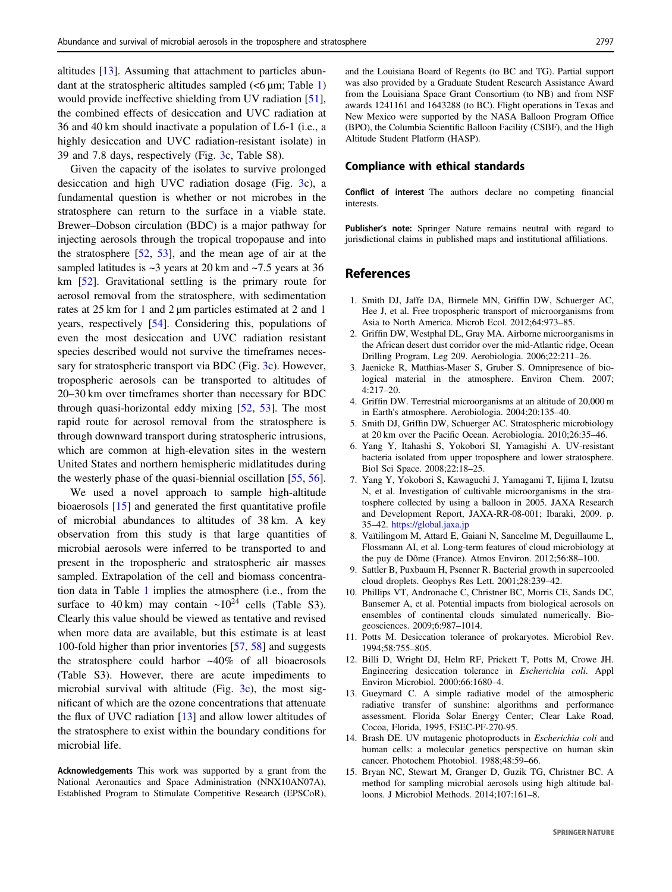altitudes [13]. Assuming that attachment to particles abundant at the stratospheric altitudes sampled (<6 µm; Table 1) would provide ineffective shielding from UV radiation [51], the combined effects of desiccation and UVC radiation at 36 and 40 km should inactivate a population of L6-1 (i.e., a highly desiccation and UVC radiation-resistant isolate) in 39 and 7.8 days, respectively (Fig. 3c, Table S8).

Given the capacity of the isolates to survive prolonged desiccation and high UVC radiation dosage (Fig. 3c), a fundamental question is whether or not microbes in the stratosphere can return to the surface in a viable state. Brewer–Dobson circulation (BDC) is a major pathway for injecting aerosols through the tropical tropopause and into the stratosphere [52, 53], and the mean age of air at the sampled latitudes is ~3 years at 20 km and ~7.5 years at 36 km [52]. Gravitational settling is the primary route for aerosol removal from the stratosphere, with sedimentation rates at 25 km for 1 and 2 µm particles estimated at 2 and 1 years, respectively [54]. Considering this, populations of even the most desiccation and UVC radiation resistant species described would not survive the timeframes necessary for stratospheric transport via BDC (Fig. 3c). However, tropospheric aerosols can be transported to altitudes of 20–30 km over timeframes shorter than necessary for BDC through quasi-horizontal eddy mixing [52, 53]. The most rapid route for aerosol removal from the stratosphere is through downward transport during stratospheric intrusions, which are common at high-elevation sites in the western United States and northern hemispheric midlatitudes during the westerly phase of the quasi-biennial oscillation [55, 56].

We used a novel approach to sample high-altitude bioaerosols [15] and generated the first quantitative profile of microbial abundances to altitudes of 38 km. A key observation from this study is that large quantities of microbial aerosols were inferred to be transported to and present in the tropospheric and stratospheric air masses sampled. Extrapolation of the cell and biomass concentration data in Table 1 implies the atmosphere (i.e., from the surface to 40 km) may contain ~$10^{24}$ cells (Table S3). Clearly this value should be viewed as tentative and revised when more data are available, but this estimate is at least 100-fold higher than prior inventories [57, 58] and suggests the stratosphere could harbor ~40% of all bioaerosols (Table S3). However, there are acute impediments to microbial survival with altitude (Fig. 3c), the most significant of which are the ozone concentrations that attenuate the flux of UVC radiation [13] and allow lower altitudes of the stratosphere to exist within the boundary conditions for microbial life.

**Acknowledgements** This work was supported by a grant from the National Aeronautics and Space Administration (NNX10AN07A), Established Program to Stimulate Competitive Research (EPSCoR), and the Louisiana Board of Regents (to BC and TG). Partial support was also provided by a Graduate Student Research Assistance Award from the Louisiana Space Grant Consortium (to NB) and from NSF awards 1241161 and 1643288 (to BC). Flight operations in Texas and New Mexico were supported by the NASA Balloon Program Office (BPO), the Columbia Scientific Balloon Facility (CSBF), and the High Altitude Student Platform (HASP).

## Compliance with ethical standards

**Conflict of interest** The authors declare no competing financial interests.

**Publisher's note:** Springer Nature remains neutral with regard to jurisdictional claims in published maps and institutional affiliations.

## References

1. Smith DJ, Jaffe DA, Birmele MN, Griffin DW, Schuerger AC, Hee J, et al. Free tropospheric transport of microorganisms from Asia to North America. Microb Ecol. 2012;64:973–85.
2. Griffin DW, Westphal DL, Gray MA. Airborne microorganisms in the African desert dust corridor over the mid-Atlantic ridge, Ocean Drilling Program, Leg 209. Aerobiologia. 2006;22:211–26.
3. Jaenicke R, Matthias-Maser S, Gruber S. Omnipresence of biological material in the atmosphere. Environ Chem. 2007;4:217–20.
4. Griffin DW. Terrestrial microorganisms at an altitude of 20,000 m in Earth's atmosphere. Aerobiologia. 2004;20:135–40.
5. Smith DJ, Griffin DW, Schuerger AC. Stratospheric microbiology at 20 km over the Pacific Ocean. Aerobiologia. 2010;26:35–46.
6. Yang Y, Itahashi S, Yokobori SI, Yamagishi A. UV-resistant bacteria isolated from upper troposphere and lower stratosphere. Biol Sci Space. 2008;22:18–25.
7. Yang Y, Yokobori S, Kawaguchi J, Yamagami T, Iijima I, Izutsu N, et al. Investigation of cultivable microorganisms in the stratosphere collected by using a balloon in 2005. JAXA Research and Development Report, JAXA-RR-08-001; Ibaraki, 2009. p. 35–42. https://global.jaxa.jp
8. Vaïtilingom M, Attard E, Gaiani N, Sancelme M, Deguillaume L, Flossmann AI, et al. Long-term features of cloud microbiology at the puy de Dôme (France). Atmos Environ. 2012;56:88–100.
9. Sattler B, Puxbaum H, Psenner R. Bacterial growth in supercooled cloud droplets. Geophys Res Lett. 2001;28:239–42.
10. Phillips VT, Andronache C, Christner BC, Morris CE, Sands DC, Bansemer A, et al. Potential impacts from biological aerosols on ensembles of continental clouds simulated numerically. Biogeosciences. 2009;6:987–1014.
11. Potts M. Desiccation tolerance of prokaryotes. Microbiol Rev. 1994;58:755–805.
12. Billi D, Wright DJ, Helm RF, Prickett T, Potts M, Crowe JH. Engineering desiccation tolerance in *Escherichia coli*. Appl Environ Microbiol. 2000;66:1680–4.
13. Gueymard C. A simple radiative model of the atmospheric radiative transfer of sunshine: algorithms and performance assessment. Florida Solar Energy Center; Clear Lake Road, Cocoa, Florida, 1995, FSEC-PF-270-95.
14. Brash DE. UV mutagenic photoproducts in *Escherichia coli* and human cells: a molecular genetics perspective on human skin cancer. Photochem Photobiol. 1988;48:59–66.
15. Bryan NC, Stewart M, Granger D, Guzik TG, Christner BC. A method for sampling microbial aerosols using high altitude balloons. J Microbiol Methods. 2014;107:161–8.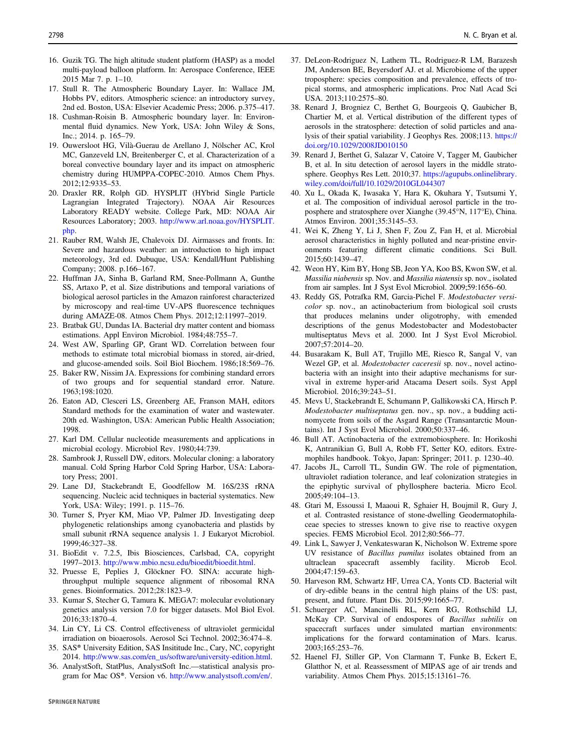16. Guzik TG. The high altitude student platform (HASP) as a model multi-payload balloon platform. In: Aerospace Conference, IEEE 2015 Mar 7. p. 1–10.
17. Stull R. The Atmospheric Boundary Layer. In: Wallace JM, Hobbs PV, editors. Atmospheric science: an introductory survey, 2nd ed. Boston, USA: Elsevier Academic Press; 2006. p.375–417.
18. Cushman-Roisin B. Atmospheric boundary layer. In: Environmental fluid dynamics. New York, USA: John Wiley & Sons, Inc.; 2014. p. 165–79.
19. Ouwersloot HG, Vilà-Guerau de Arellano J, Nölscher AC, Krol MC, Ganzeveld LN, Breitenberger C, et al. Characterization of a boreal convective boundary layer and its impact on atmospheric chemistry during HUMPPA-COPEC-2010. Atmos Chem Phys. 2012;12:9335–53.
20. Draxler RR, Rolph GD. HYSPLIT (HYbrid Single Particle Lagrangian Integrated Trajectory). NOAA Air Resources Laboratory READY website. College Park, MD: NOAA Air Resources Laboratory; 2003. http://www.arl.noaa.gov/HYSPLIT.php.
21. Rauber RM, Walsh JE, Chalevoix DJ. Airmasses and fronts. In: Severe and hazardous weather: an introduction to high impact meteorology, 3rd ed. Dubuque, USA: Kendall/Hunt Publishing Company; 2008. p.166–167.
22. Huffman JA, Sinha B, Garland RM, Snee-Pollmann A, Gunthe SS, Artaxo P, et al. Size distributions and temporal variations of biological aerosol particles in the Amazon rainforest characterized by microscopy and real-time UV-APS fluorescence techniques during AMAZE-08. Atmos Chem Phys. 2012;12:11997–2019.
23. Bratbak GU, Dundas IA. Bacterial dry matter content and biomass estimations. Appl Environ Microbiol. 1984;48:755–7.
24. West AW, Sparling GP, Grant WD. Correlation between four methods to estimate total microbial biomass in stored, air-dried, and glucose-amended soils. Soil Biol Biochem. 1986;18:569–76.
25. Baker RW, Nissim JA. Expressions for combining standard errors of two groups and for sequential standard error. Nature. 1963;198:1020.
26. Eaton AD, Clesceri LS, Greenberg AE, Franson MAH, editors Standard methods for the examination of water and wastewater. 20th ed. Washington, USA: American Public Health Association; 1998.
27. Karl DM. Cellular nucleotide measurements and applications in microbial ecology. Microbiol Rev. 1980;44:739.
28. Sambrook J, Russell DW, editors. Molecular cloning: a laboratory manual. Cold Spring Harbor Cold Spring Harbor, USA: Laboratory Press; 2001.
29. Lane DJ, Stackebrandt E, Goodfellow M. 16S/23S rRNA sequencing. Nucleic acid techniques in bacterial systematics. New York, USA: Wiley; 1991. p. 115–76.
30. Turner S, Pryer KM, Miao VP, Palmer JD. Investigating deep phylogenetic relationships among cyanobacteria and plastids by small subunit rRNA sequence analysis 1. J Eukaryot Microbiol. 1999;46:327–38.
31. BioEdit v. 7.2.5, Ibis Biosciences, Carlsbad, CA, copyright 1997–2013. http://www.mbio.ncsu.edu/bioedit/bioedit.html.
32. Pruesse E, Peplies J, Glöckner FO. SINA: accurate high-throughput multiple sequence alignment of ribosomal RNA genes. Bioinformatics. 2012;28:1823–9.
33. Kumar S, Stecher G, Tamura K. MEGA7: molecular evolutionary genetics analysis version 7.0 for bigger datasets. Mol Biol Evol. 2016;33:1870–4.
34. Lin CY, Li CS. Control effectiveness of ultraviolet germicidal irradiation on bioaerosols. Aerosol Sci Technol. 2002;36:474–8.
35. SAS® University Edition, SAS Insititude Inc., Cary, NC, copyright 2014. http://www.sas.com/en_us/software/university-edition.html.
36. AnalystSoft, StatPlus, AnalystSoft Inc.—statistical analysis program for Mac OS®. Version v6. http://www.analystsoft.com/en/.
37. DeLeon-Rodriguez N, Lathem TL, Rodriguez-R LM, Barazesh JM, Anderson BE, Beyersdorf AJ. et al. Microbiome of the upper troposphere: species composition and prevalence, effects of tropical storms, and atmospheric implications. Proc Natl Acad Sci USA. 2013;110:2575–80.
38. Renard J, Brogniez C, Berthet G, Bourgeois Q, Gaubicher B, Chartier M, et al. Vertical distribution of the different types of aerosols in the stratosphere: detection of solid particles and analysis of their spatial variability. J Geophys Res. 2008;113. https://doi.org/10.1029/2008JD010150
39. Renard J, Berthet G, Salazar V, Catoire V, Tagger M, Gaubicher B, et al. In situ detection of aerosol layers in the middle stratosphere. Geophys Res Lett. 2010;37. https://agupubs.onlinelibrary.wiley.com/doi/full/10.1029/2010GL044307
40. Xu L, Okada K, Iwasaka Y, Hara K, Okuhara Y, Tsutsumi Y, et al. The composition of individual aerosol particle in the troposphere and stratosphere over Xianghe (39.45°N, 117°E), China. Atmos Environ. 2001;35:3145–53.
41. Wei K, Zheng Y, Li J, Shen F, Zou Z, Fan H, et al. Microbial aerosol characteristics in highly polluted and near-pristine environments featuring different climatic conditions. Sci Bull. 2015;60:1439–47.
42. Weon HY, Kim BY, Hong SB, Jeon YA, Koo BS, Kwon SW, et al. *Massilia niabensis* sp. Nov. and *Massilia niatensis* sp. nov., isolated from air samples. Int J Syst Evol Microbiol. 2009;59:1656–60.
43. Reddy GS, Potrafka RM, Garcia-Pichel F. *Modestobacter versicolor* sp. nov., an actinobacterium from biological soil crusts that produces melanins under oligotrophy, with emended descriptions of the genus Modestobacter and Modestobacter multiseptatus Mevs et al. 2000. Int J Syst Evol Microbiol. 2007;57:2014–20.
44. Busarakam K, Bull AT, Trujillo ME, Riesco R, Sangal V, van Wezel GP, et al. *Modestobacter caceresii* sp. nov., novel actinobacteria with an insight into their adaptive mechanisms for survival in extreme hyper-arid Atacama Desert soils. Syst Appl Microbiol. 2016;39:243–51.
45. Mevs U, Stackebrandt E, Schumann P, Gallikowski CA, Hirsch P. *Modestobacter multiseptatus* gen. nov., sp. nov., a budding actinomycete from soils of the Asgard Range (Transantarctic Mountains). Int J Syst Evol Microbiol. 2000;50:337–46.
46. Bull AT. Actinobacteria of the extremobiosphere. In: Horikoshi K, Antranikian G, Bull A, Robb FT, Setter KO, editors. Extremophiles handbook. Tokyo, Japan: Springer; 2011. p. 1230–40.
47. Jacobs JL, Carroll TL, Sundin GW. The role of pigmentation, ultraviolet radiation tolerance, and leaf colonization strategies in the epiphytic survival of phyllosphere bacteria. Micro Ecol. 2005;49:104–13.
48. Gtari M, Essoussi I, Maaoui R, Sghaier H, Boujmil R, Gury J, et al. Contrasted resistance of stone-dwelling Geodermatophilaceae species to stresses known to give rise to reactive oxygen species. FEMS Microbiol Ecol. 2012;80:566–77.
49. Link L, Sawyer J, Venkateswaran K, Nicholson W. Extreme spore UV resistance of *Bacillus pumilus* isolates obtained from an ultraclean spacecraft assembly facility. Microb Ecol. 2004;47:159–63.
50. Harveson RM, Schwartz HF, Urrea CA, Yonts CD. Bacterial wilt of dry-edible beans in the central high plains of the US: past, present, and future. Plant Dis. 2015;99:1665–77.
51. Schuerger AC, Mancinelli RL, Kern RG, Rothschild LJ, McKay CP. Survival of endospores of *Bacillus subtilis* on spacecraft surfaces under simulated martian environments: implications for the forward contamination of Mars. Icarus. 2003;165:253–76.
52. Haenel FJ, Stiller GP, Von Clarmann T, Funke B, Eckert E, Glatthor N, et al. Reassessment of MIPAS age of air trends and variability. Atmos Chem Phys. 2015;15:13161–76.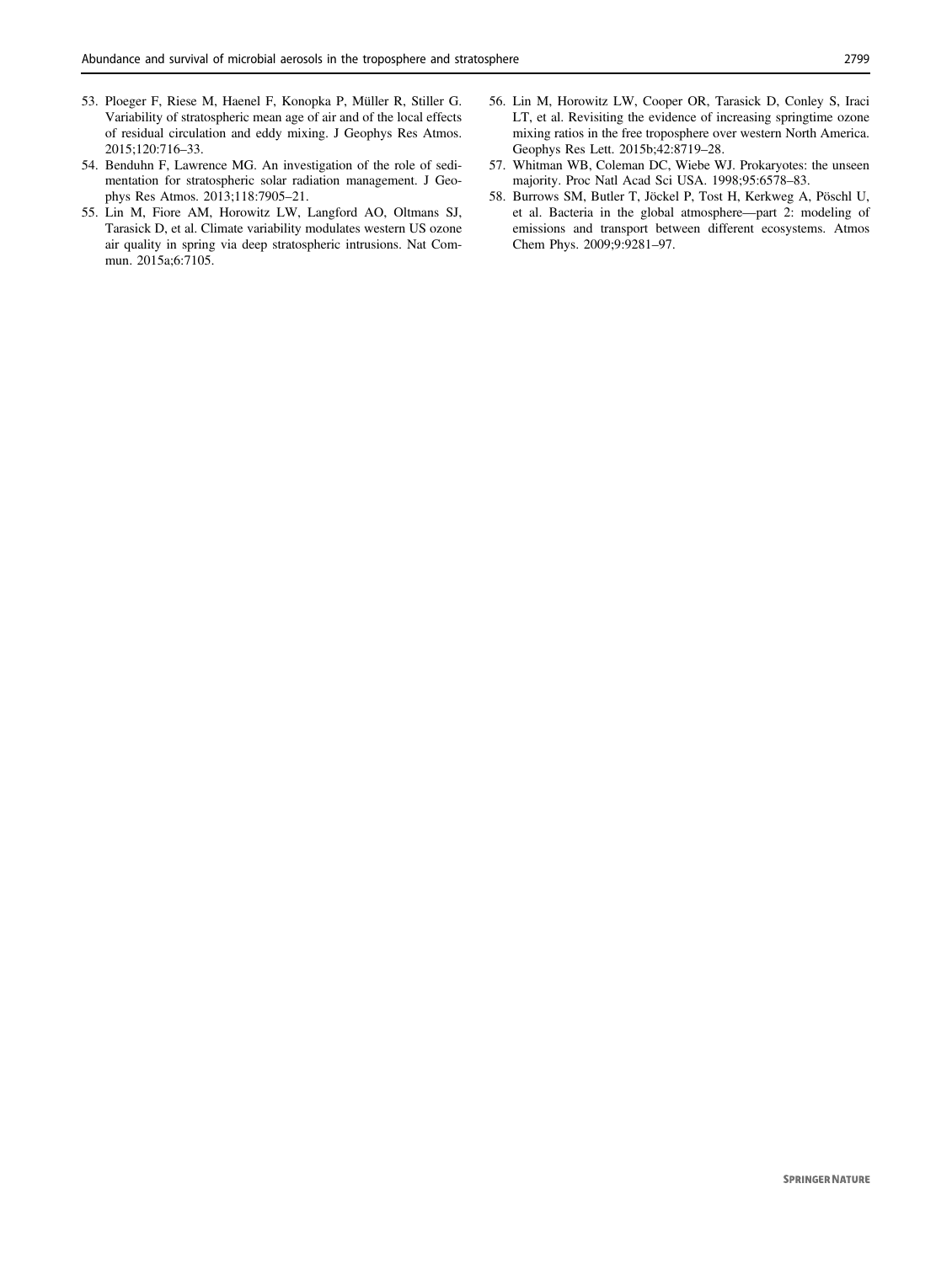53. Ploeger F, Riese M, Haenel F, Konopka P, Müller R, Stiller G. Variability of stratospheric mean age of air and of the local effects of residual circulation and eddy mixing. J Geophys Res Atmos. 2015;120:716–33.
54. Benduhn F, Lawrence MG. An investigation of the role of sedimentation for stratospheric solar radiation management. J Geophys Res Atmos. 2013;118:7905–21.
55. Lin M, Fiore AM, Horowitz LW, Langford AO, Oltmans SJ, Tarasick D, et al. Climate variability modulates western US ozone air quality in spring via deep stratospheric intrusions. Nat Commun. 2015a;6:7105.
56. Lin M, Horowitz LW, Cooper OR, Tarasick D, Conley S, Iraci LT, et al. Revisiting the evidence of increasing springtime ozone mixing ratios in the free troposphere over western North America. Geophys Res Lett. 2015b;42:8719–28.
57. Whitman WB, Coleman DC, Wiebe WJ. Prokaryotes: the unseen majority. Proc Natl Acad Sci USA. 1998;95:6578–83.
58. Burrows SM, Butler T, Jöckel P, Tost H, Kerkweg A, Pöschl U, et al. Bacteria in the global atmosphere—part 2: modeling of emissions and transport between different ecosystems. Atmos Chem Phys. 2009;9:9281–97.